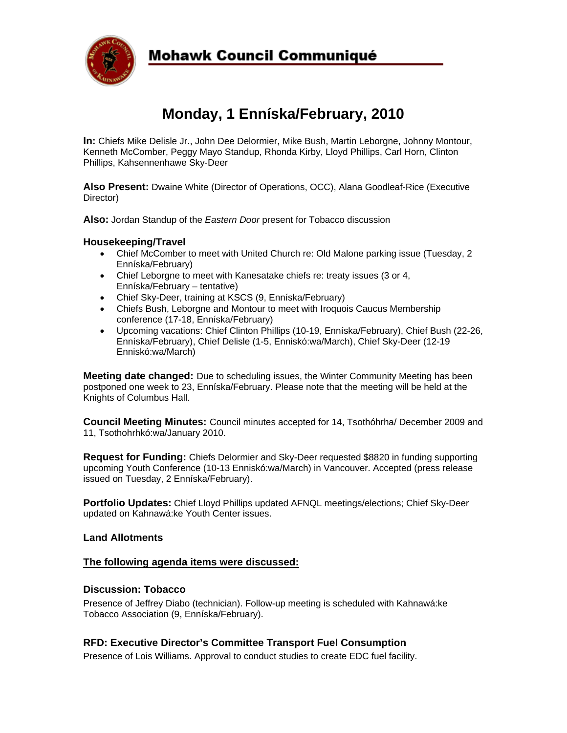# Mohawk Council Communiqué

## Monday, 1 Enníska/February, 2010

**In:** Chiefs Mike Delisle Jr., John Dee Delormier, Mike Bush, Martin Leborgne, Johnny Montour, Kenneth McComber, Peggy Mayo Standup, Rhonda Kirby, Lloyd Phillips, Carl Horn, Clinton Phillips, Kahsennenhawe Sky-Deer

**Also Present:** Dwaine White (Director of Operations, OCC), Alana Goodleaf-Rice (Executive Director)

**Also:** Jordan Standup of the *Eastern Door* present for Tobacco discussion

### Housekeeping/Travel

- Chief McComber to meet with United Church re: Old Malone parking issue (Tuesday, 2 Enníska/February)
- Chief Leborgne to meet with Kanesatake chiefs re: treaty issues (3 or 4, Enníska/February – tentative)
- Chief Sky-Deer, training at KSCS (9, Enníska/February)
- Chiefs Bush, Leborgne and Montour to meet with Iroquois Caucus Membership conference (17-18, Enníska/February)
- Upcoming vacations: Chief Clinton Phillips (10-19, Enníska/February), Chief Bush (22-26, Enníska/February), Chief Delisle (1-5, Enniskó:wa/March), Chief Sky-Deer (12-19 Enniskó:wa/March)

**Meeting date changed:** Due to scheduling issues, the Winter Community Meeting has been postponed one week to 23, Enníska/February. Please note that the meeting will be held at the Knights of Columbus Hall.

**Council Meeting Minutes:** Council minutes accepted for 14, Tsothóhrha/ December 2009 and 11, Tsothohrhkó:wa/January 2010.

**Request for Funding:** Chiefs Delormier and Sky-Deer requested $8820 in funding supporting upcoming Youth Conference (10-13 Enniskó:wa/March) in Vancouver. Accepted (press release issued on Tuesday, 2 Enníska/February).

**Portfolio Updates:** Chief Lloyd Phillips updated AFNQL meetings/elections; Chief Sky-Deer updated on Kahnawá:ke Youth Center issues.

### Land Allotments

### The following agenda items were discussed:

### Discussion: Tobacco

Presence of Jeffrey Diabo (technician). Follow-up meeting is scheduled with Kahnawá:ke Tobacco Association (9, Enníska/February).

### RFD: Executive Director's Committee Transport Fuel Consumption

Presence of Lois Williams. Approval to conduct studies to create EDC fuel facility.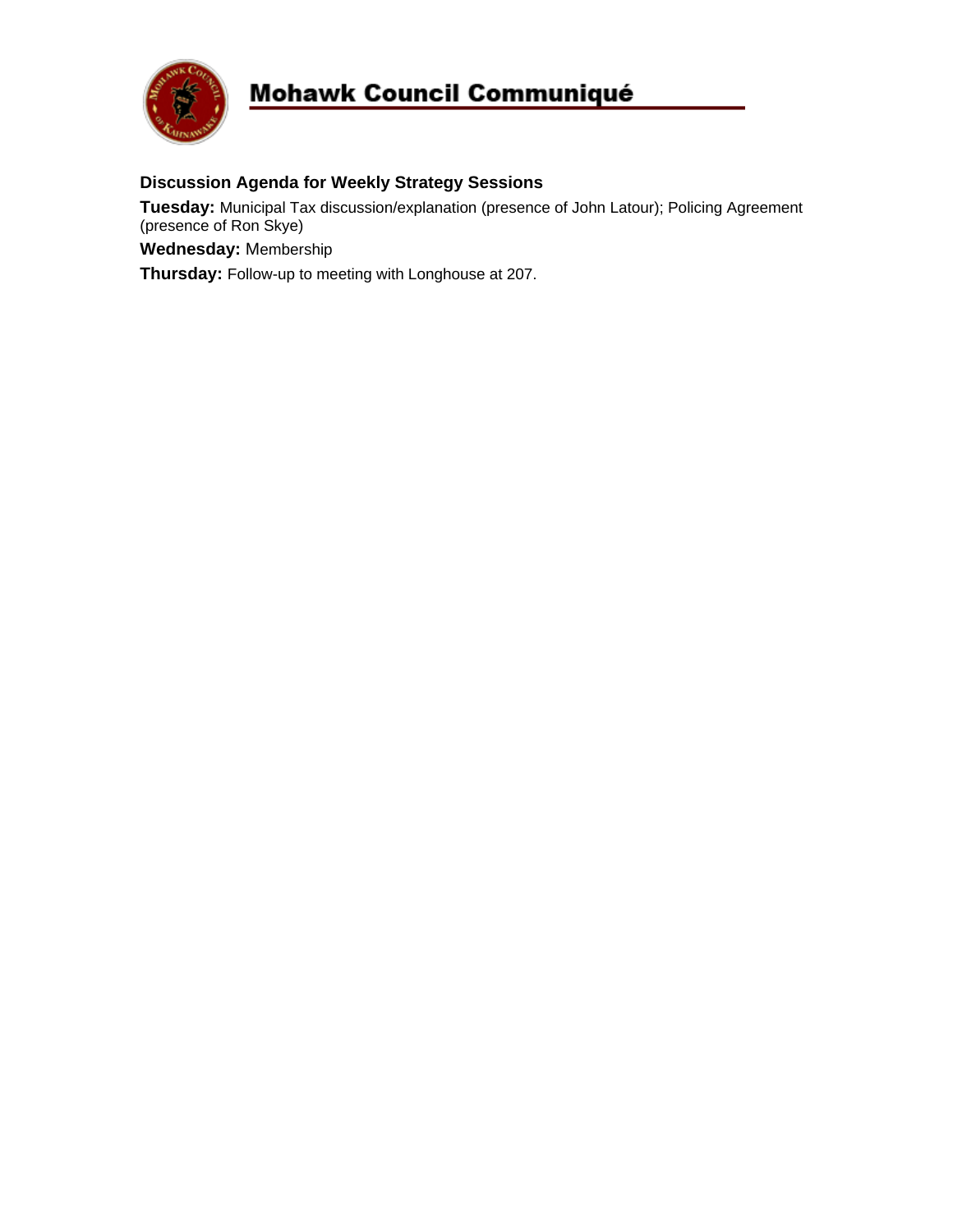# Mohawk Council Communiqué

### Discussion Agenda for Weekly Strategy Sessions

**Tuesday:** Municipal Tax discussion/explanation (presence of John Latour); Policing Agreement (presence of Ron Skye)

**Wednesday:** Membership

**Thursday:** Follow-up to meeting with Longhouse at 207.